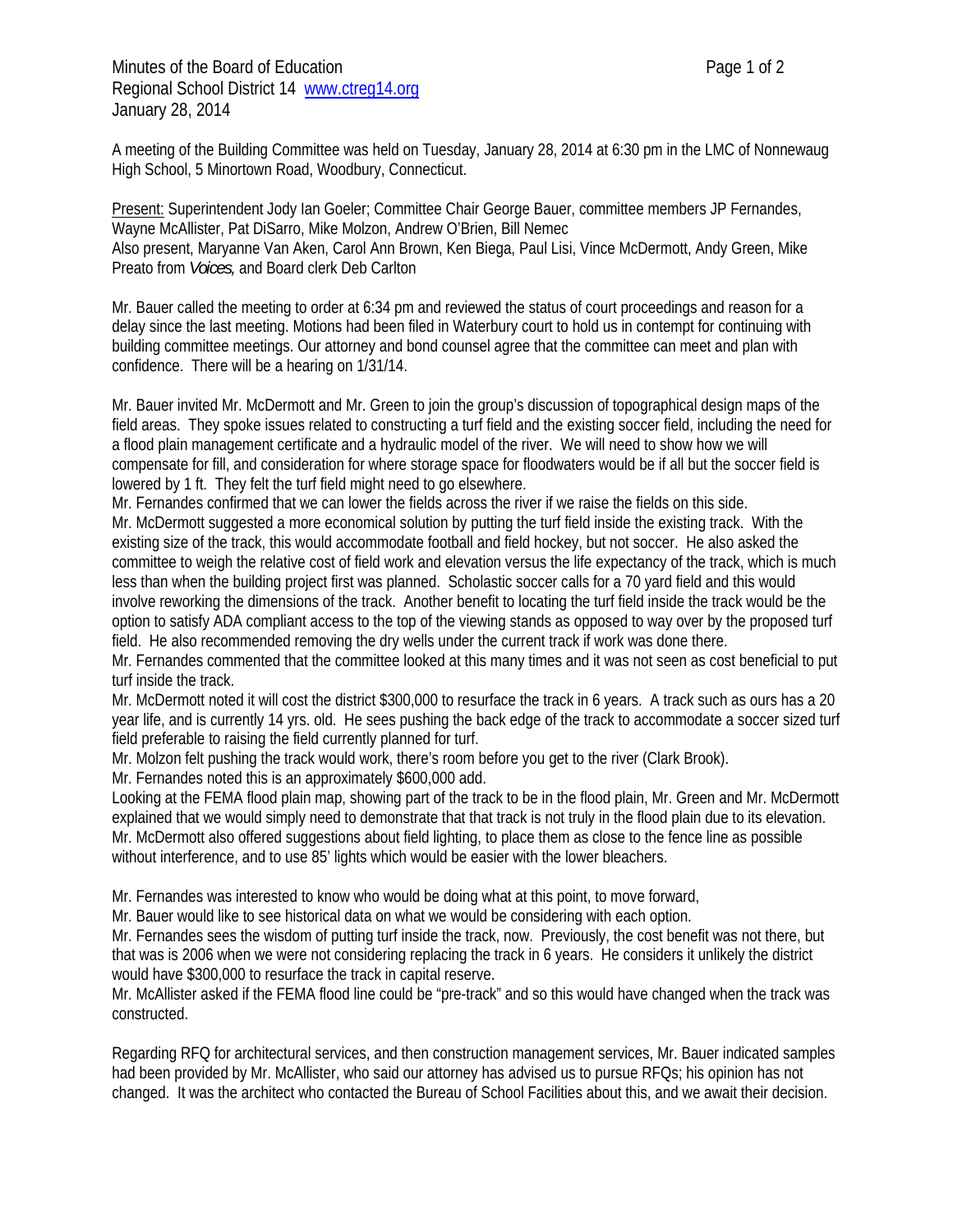Minutes of the Board of Education
Regional School District 14 [www.ctreg14.org](http://www.ctreg14.org)
January 28, 2014

A meeting of the Building Committee was held on Tuesday, January 28, 2014 at 6:30 pm in the LMC of Nonnewaug High School, 5 Minortown Road, Woodbury, Connecticut.

Present: Superintendent Jody Ian Goeler; Committee Chair George Bauer, committee members JP Fernandes, Wayne McAllister, Pat DiSarro, Mike Molzon, Andrew O'Brien, Bill Nemec
Also present, Maryanne Van Aken, Carol Ann Brown, Ken Biega, Paul Lisi, Vince McDermott, Andy Green, Mike Preato from *Voices,* and Board clerk Deb Carlton

Mr. Bauer called the meeting to order at 6:34 pm and reviewed the status of court proceedings and reason for a delay since the last meeting. Motions had been filed in Waterbury court to hold us in contempt for continuing with building committee meetings. Our attorney and bond counsel agree that the committee can meet and plan with confidence. There will be a hearing on 1/31/14.

Mr. Bauer invited Mr. McDermott and Mr. Green to join the group's discussion of topographical design maps of the field areas. They spoke issues related to constructing a turf field and the existing soccer field, including the need for a flood plain management certificate and a hydraulic model of the river. We will need to show how we will compensate for fill, and consideration for where storage space for floodwaters would be if all but the soccer field is lowered by 1 ft. They felt the turf field might need to go elsewhere.
Mr. Fernandes confirmed that we can lower the fields across the river if we raise the fields on this side.
Mr. McDermott suggested a more economical solution by putting the turf field inside the existing track. With the existing size of the track, this would accommodate football and field hockey, but not soccer. He also asked the committee to weigh the relative cost of field work and elevation versus the life expectancy of the track, which is much less than when the building project first was planned. Scholastic soccer calls for a 70 yard field and this would involve reworking the dimensions of the track. Another benefit to locating the turf field inside the track would be the option to satisfy ADA compliant access to the top of the viewing stands as opposed to way over by the proposed turf field. He also recommended removing the dry wells under the current track if work was done there.
Mr. Fernandes commented that the committee looked at this many times and it was not seen as cost beneficial to put turf inside the track.
Mr. McDermott noted it will cost the district $300,000 to resurface the track in 6 years. A track such as ours has a 20 year life, and is currently 14 yrs. old. He sees pushing the back edge of the track to accommodate a soccer sized turf field preferable to raising the field currently planned for turf.
Mr. Molzon felt pushing the track would work, there's room before you get to the river (Clark Brook).
Mr. Fernandes noted this is an approximately $600,000 add.
Looking at the FEMA flood plain map, showing part of the track to be in the flood plain, Mr. Green and Mr. McDermott explained that we would simply need to demonstrate that that track is not truly in the flood plain due to its elevation.
Mr. McDermott also offered suggestions about field lighting, to place them as close to the fence line as possible without interference, and to use 85' lights which would be easier with the lower bleachers.

Mr. Fernandes was interested to know who would be doing what at this point, to move forward,
Mr. Bauer would like to see historical data on what we would be considering with each option.
Mr. Fernandes sees the wisdom of putting turf inside the track, now. Previously, the cost benefit was not there, but that was is 2006 when we were not considering replacing the track in 6 years. He considers it unlikely the district would have $300,000 to resurface the track in capital reserve.
Mr. McAllister asked if the FEMA flood line could be "pre-track" and so this would have changed when the track was constructed.

Regarding RFQ for architectural services, and then construction management services, Mr. Bauer indicated samples had been provided by Mr. McAllister, who said our attorney has advised us to pursue RFQs; his opinion has not changed. It was the architect who contacted the Bureau of School Facilities about this, and we await their decision.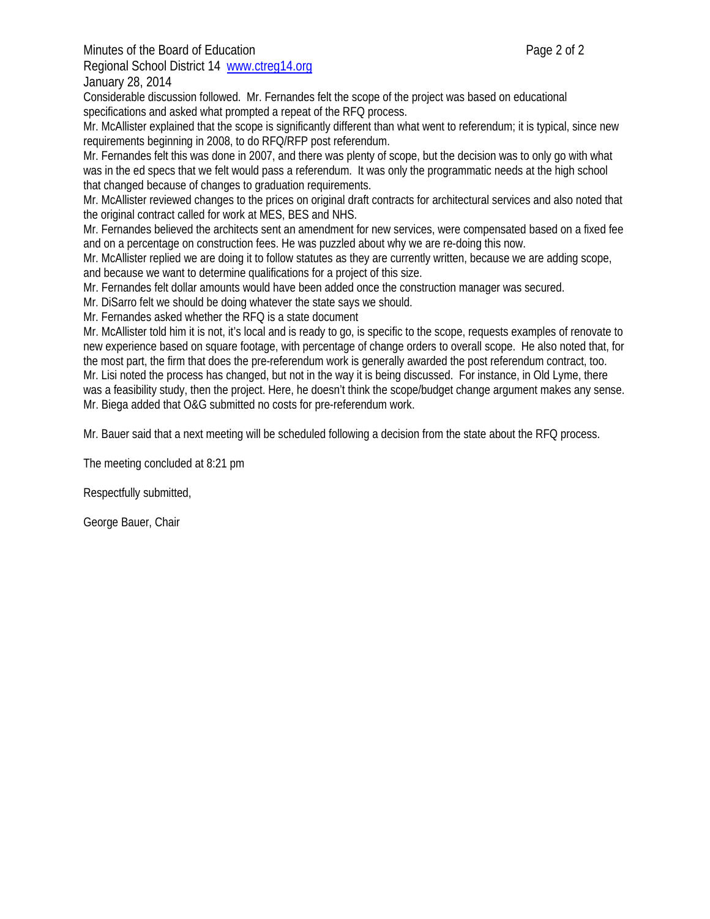Considerable discussion followed. Mr. Fernandes felt the scope of the project was based on educational specifications and asked what prompted a repeat of the RFQ process.

Mr. McAllister explained that the scope is significantly different than what went to referendum; it is typical, since new requirements beginning in 2008, to do RFQ/RFP post referendum.

Mr. Fernandes felt this was done in 2007, and there was plenty of scope, but the decision was to only go with what was in the ed specs that we felt would pass a referendum. It was only the programmatic needs at the high school that changed because of changes to graduation requirements.

Mr. McAllister reviewed changes to the prices on original draft contracts for architectural services and also noted that the original contract called for work at MES, BES and NHS.

Mr. Fernandes believed the architects sent an amendment for new services, were compensated based on a fixed fee and on a percentage on construction fees. He was puzzled about why we are re-doing this now.

Mr. McAllister replied we are doing it to follow statutes as they are currently written, because we are adding scope, and because we want to determine qualifications for a project of this size.

Mr. Fernandes felt dollar amounts would have been added once the construction manager was secured.

Mr. DiSarro felt we should be doing whatever the state says we should.

Mr. Fernandes asked whether the RFQ is a state document

Mr. McAllister told him it is not, it's local and is ready to go, is specific to the scope, requests examples of renovate to new experience based on square footage, with percentage of change orders to overall scope. He also noted that, for the most part, the firm that does the pre-referendum work is generally awarded the post referendum contract, too.

Mr. Lisi noted the process has changed, but not in the way it is being discussed. For instance, in Old Lyme, there was a feasibility study, then the project. Here, he doesn't think the scope/budget change argument makes any sense.

Mr. Biega added that O&G submitted no costs for pre-referendum work.

Mr. Bauer said that a next meeting will be scheduled following a decision from the state about the RFQ process.

The meeting concluded at 8:21 pm

Respectfully submitted,

George Bauer, Chair